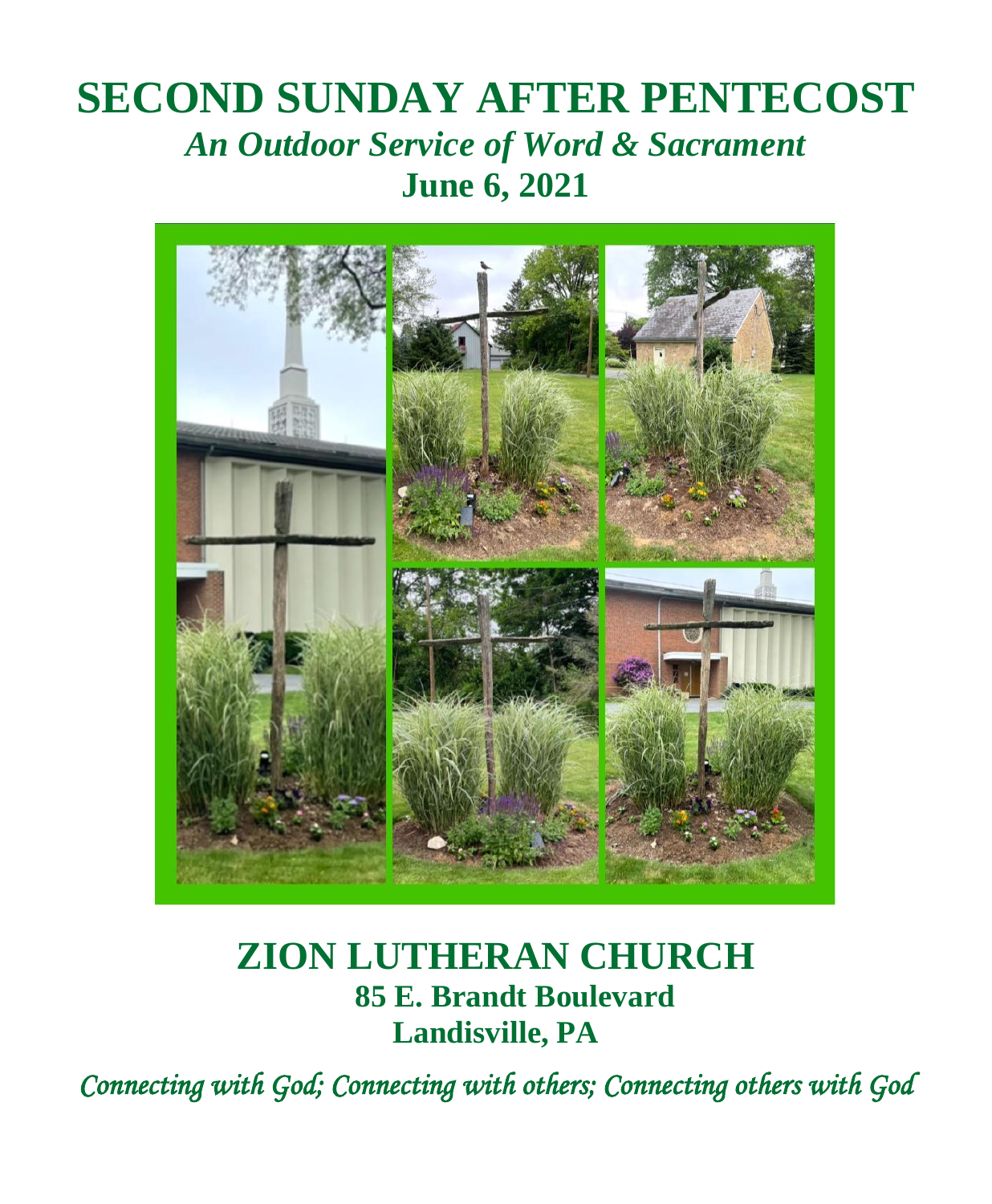# SECOND SUNDAY AFTER PENTECOST

## *An Outdoor Service of Word & Sacrament*

## June 6, 2021

# ZION LUTHERAN CHURCH

**85 E. Brandt Boulevard**

**Landisville, PA**

*Connecting with God; Connecting with others; Connecting others with God*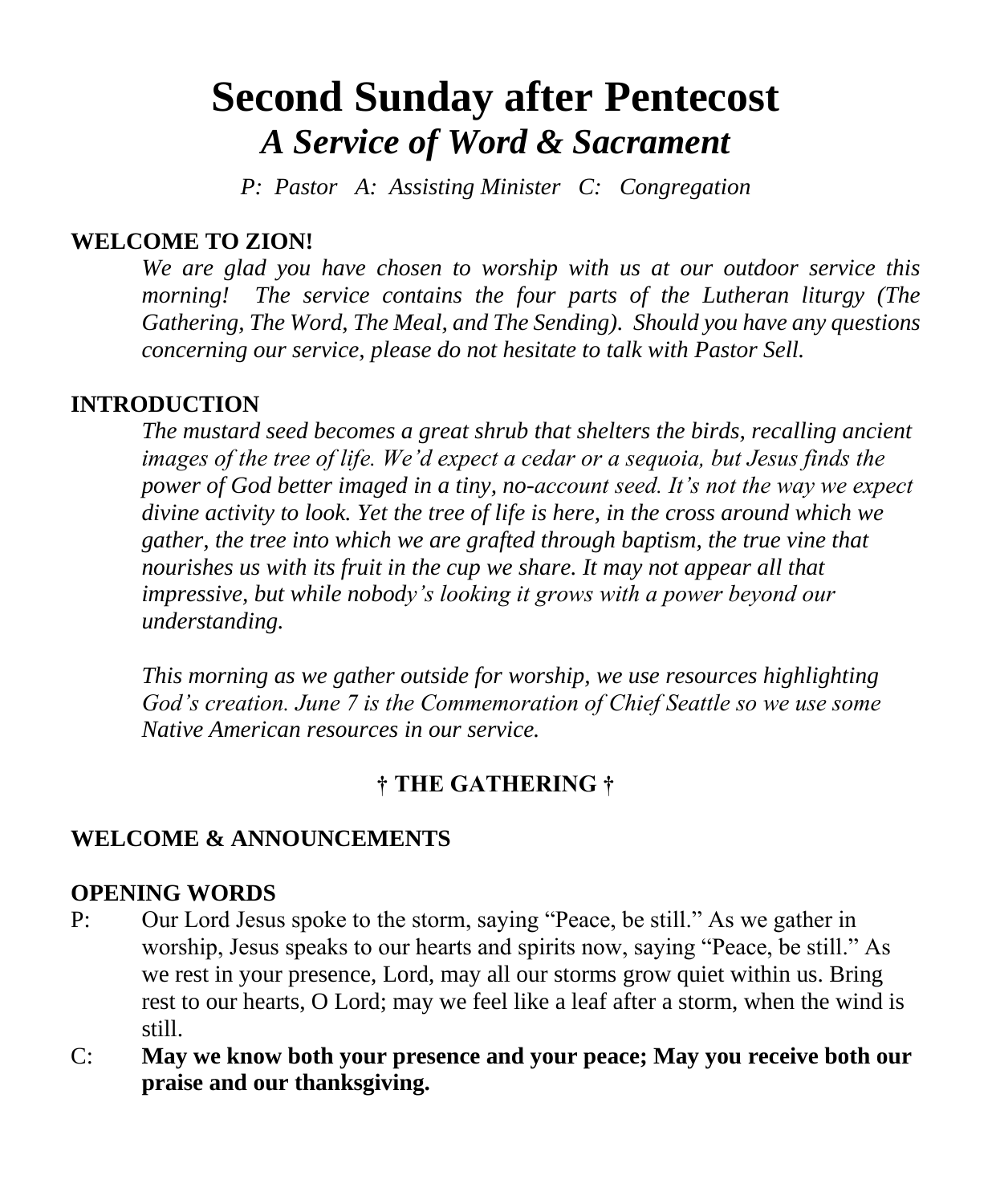# Second Sunday after Pentecost

## *A Service of Word & Sacrament*

*P: Pastor A: Assisting Minister C: Congregation*

**WELCOME TO ZION!**

*We are glad you have chosen to worship with us at our outdoor service this morning! The service contains the four parts of the Lutheran liturgy (The Gathering, The Word, The Meal, and The Sending). Should you have any questions concerning our service, please do not hesitate to talk with Pastor Sell.*

**INTRODUCTION**

*The mustard seed becomes a great shrub that shelters the birds, recalling ancient images of the tree of life. We'd expect a cedar or a sequoia, but Jesus finds the power of God better imaged in a tiny, no-account seed. It's not the way we expect divine activity to look. Yet the tree of life is here, in the cross around which we gather, the tree into which we are grafted through baptism, the true vine that nourishes us with its fruit in the cup we share. It may not appear all that impressive, but while nobody's looking it grows with a power beyond our understanding.*

*This morning as we gather outside for worship, we use resources highlighting God's creation. June 7 is the Commemoration of Chief Seattle so we use some Native American resources in our service.*

**† THE GATHERING †**

**WELCOME & ANNOUNCEMENTS**

**OPENING WORDS**

P: Our Lord Jesus spoke to the storm, saying "Peace, be still." As we gather in worship, Jesus speaks to our hearts and spirits now, saying "Peace, be still." As we rest in your presence, Lord, may all our storms grow quiet within us. Bring rest to our hearts, O Lord; may we feel like a leaf after a storm, when the wind is still.

C: **May we know both your presence and your peace; May you receive both our praise and our thanksgiving.**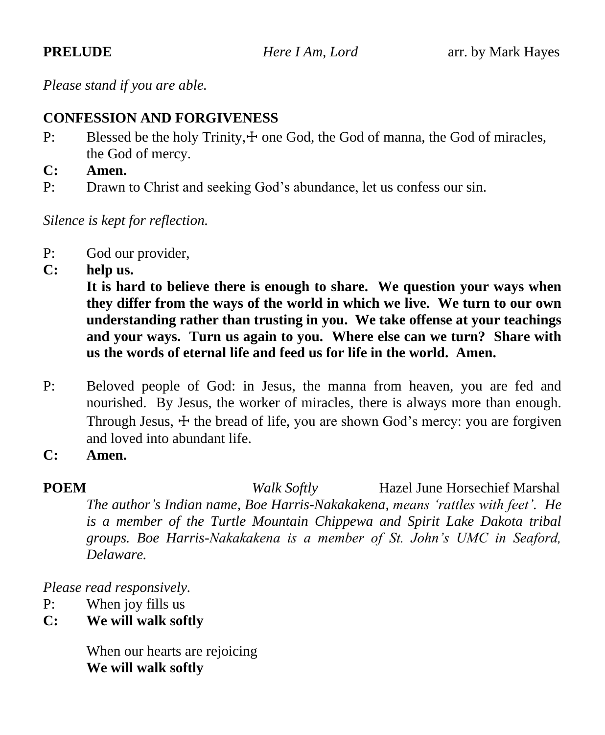**PRELUDE** *Here I Am, Lord* arr. by Mark Hayes

*Please stand if you are able.*

**CONFESSION AND FORGIVENESS**

P: Blessed be the holy Trinity,☩ one God, the God of manna, the God of miracles, the God of mercy.

**C: Amen.**

P: Drawn to Christ and seeking God's abundance, let us confess our sin.

*Silence is kept for reflection.*

P: God our provider,

**C: help us.**

**It is hard to believe there is enough to share. We question your ways when they differ from the ways of the world in which we live. We turn to our own understanding rather than trusting in you. We take offense at your teachings and your ways. Turn us again to you. Where else can we turn? Share with us the words of eternal life and feed us for life in the world. Amen.**

P: Beloved people of God: in Jesus, the manna from heaven, you are fed and nourished. By Jesus, the worker of miracles, there is always more than enough. Through Jesus, ☩ the bread of life, you are shown God's mercy: you are forgiven and loved into abundant life.

**C: Amen.**

**POEM** *Walk Softly* Hazel June Horsechief Marshal

*The author's Indian name, Boe Harris-Nakakakena, means 'rattles with feet'. He is a member of the Turtle Mountain Chippewa and Spirit Lake Dakota tribal groups. Boe Harris-Nakakakena is a member of St. John's UMC in Seaford, Delaware.*

*Please read responsively.*

P: When joy fills us

**C: We will walk softly**

When our hearts are rejoicing

**We will walk softly**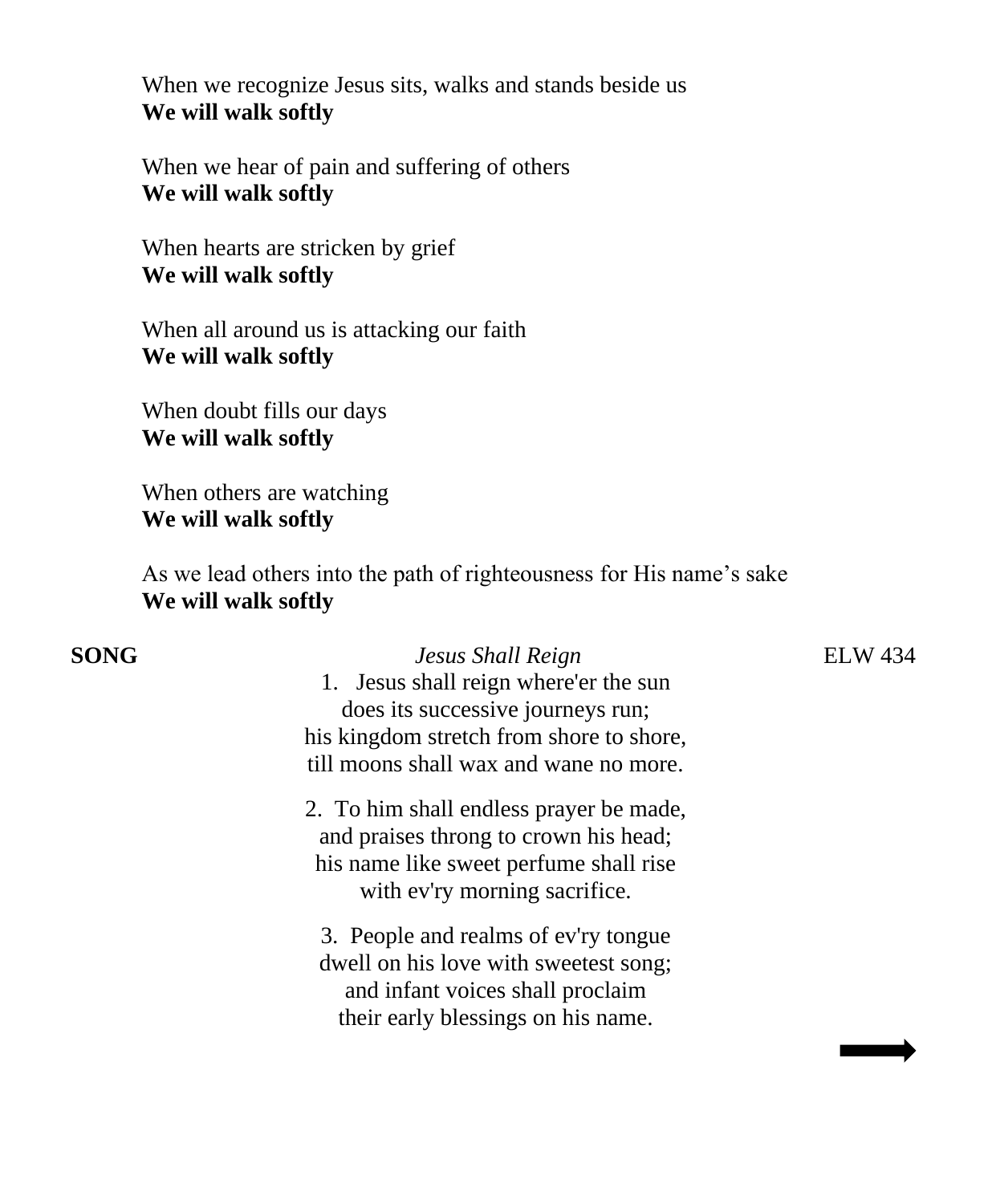When we recognize Jesus sits, walks and stands beside us
**We will walk softly**

When we hear of pain and suffering of others
**We will walk softly**

When hearts are stricken by grief
**We will walk softly**

When all around us is attacking our faith
**We will walk softly**

When doubt fills our days
**We will walk softly**

When others are watching
**We will walk softly**

As we lead others into the path of righteousness for His name's sake
**We will walk softly**

**SONG** *Jesus Shall Reign* ELW 434

1. Jesus shall reign where'er the sun
does its successive journeys run;
his kingdom stretch from shore to shore,
till moons shall wax and wane no more.

2. To him shall endless prayer be made,
and praises throng to crown his head;
his name like sweet perfume shall rise
with ev'ry morning sacrifice.

3. People and realms of ev'ry tongue
dwell on his love with sweetest song;
and infant voices shall proclaim
their early blessings on his name.

➡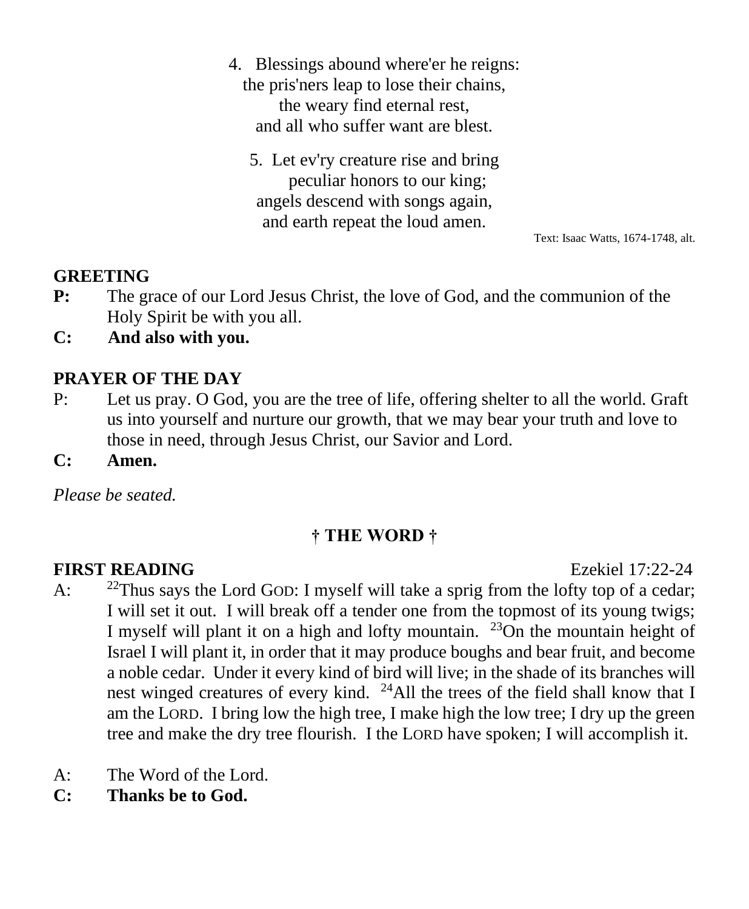4. Blessings abound where'er he reigns:
the pris'ners leap to lose their chains,
the weary find eternal rest,
and all who suffer want are blest.

5. Let ev'ry creature rise and bring
peculiar honors to our king;
angels descend with songs again,
and earth repeat the loud amen.

Text: Isaac Watts, 1674-1748, alt.

**GREETING**

**P:** The grace of our Lord Jesus Christ, the love of God, and the communion of the Holy Spirit be with you all.

**C: And also with you.**

**PRAYER OF THE DAY**

P: Let us pray. O God, you are the tree of life, offering shelter to all the world. Graft us into yourself and nurture our growth, that we may bear your truth and love to those in need, through Jesus Christ, our Savior and Lord.

**C: Amen.**

*Please be seated.*

## † THE WORD †

**FIRST READING** Ezekiel 17:22-24

A: [22]Thus says the Lord GOD: I myself will take a sprig from the lofty top of a cedar; I will set it out. I will break off a tender one from the topmost of its young twigs; I myself will plant it on a high and lofty mountain. [23]On the mountain height of Israel I will plant it, in order that it may produce boughs and bear fruit, and become a noble cedar. Under it every kind of bird will live; in the shade of its branches will nest winged creatures of every kind. [24]All the trees of the field shall know that I am the LORD. I bring low the high tree, I make high the low tree; I dry up the green tree and make the dry tree flourish. I the LORD have spoken; I will accomplish it.

A: The Word of the Lord.

**C: Thanks be to God.**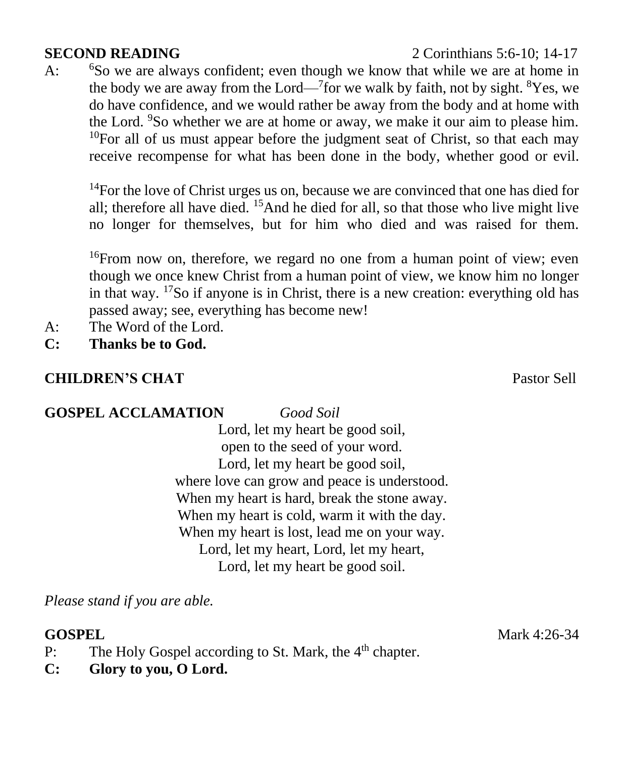**SECOND READING** 2 Corinthians 5:6-10; 14-17

A: [6]So we are always confident; even though we know that while we are at home in the body we are away from the Lord—[7]for we walk by faith, not by sight. [8]Yes, we do have confidence, and we would rather be away from the body and at home with the Lord. [9]So whether we are at home or away, we make it our aim to please him. [10]For all of us must appear before the judgment seat of Christ, so that each may receive recompense for what has been done in the body, whether good or evil.

[14]For the love of Christ urges us on, because we are convinced that one has died for all; therefore all have died. [15]And he died for all, so that those who live might live no longer for themselves, but for him who died and was raised for them.

[16]From now on, therefore, we regard no one from a human point of view; even though we once knew Christ from a human point of view, we know him no longer in that way. [17]So if anyone is in Christ, there is a new creation: everything old has passed away; see, everything has become new!

A: The Word of the Lord.

**C: Thanks be to God.**

**CHILDREN'S CHAT** Pastor Sell

**GOSPEL ACCLAMATION** *Good Soil*

Lord, let my heart be good soil,
open to the seed of your word.
Lord, let my heart be good soil,
where love can grow and peace is understood.
When my heart is hard, break the stone away.
When my heart is cold, warm it with the day.
When my heart is lost, lead me on your way.
Lord, let my heart, Lord, let my heart,
Lord, let my heart be good soil.

*Please stand if you are able.*

**GOSPEL** Mark 4:26-34

P: The Holy Gospel according to St. Mark, the 4th chapter.

**C: Glory to you, O Lord.**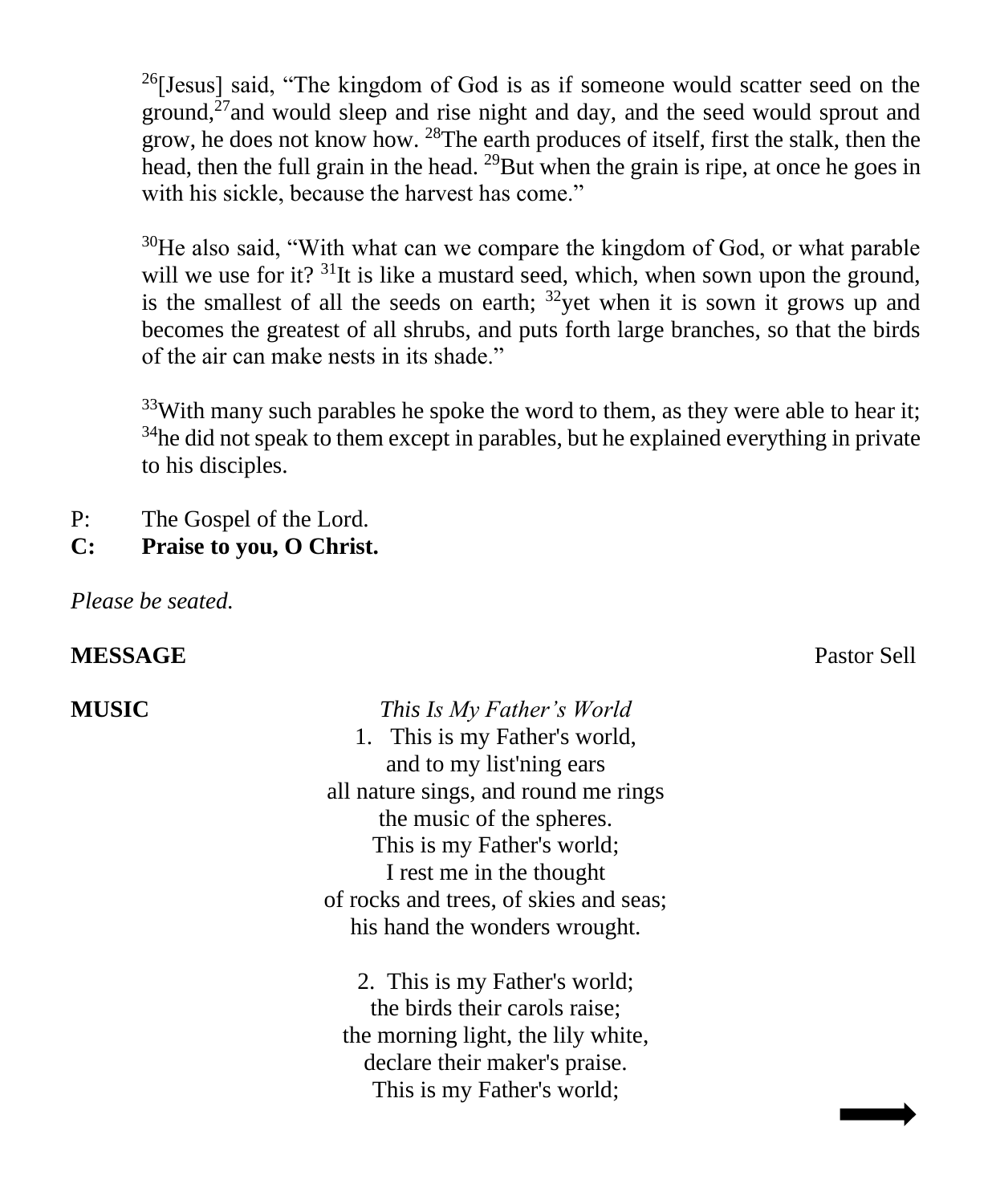[26][Jesus] said, "The kingdom of God is as if someone would scatter seed on the ground,[27]and would sleep and rise night and day, and the seed would sprout and grow, he does not know how. [28]The earth produces of itself, first the stalk, then the head, then the full grain in the head. [29]But when the grain is ripe, at once he goes in with his sickle, because the harvest has come."

[30]He also said, "With what can we compare the kingdom of God, or what parable will we use for it? [31]It is like a mustard seed, which, when sown upon the ground, is the smallest of all the seeds on earth; [32]yet when it is sown it grows up and becomes the greatest of all shrubs, and puts forth large branches, so that the birds of the air can make nests in its shade."

[33]With many such parables he spoke the word to them, as they were able to hear it; [34]he did not speak to them except in parables, but he explained everything in private to his disciples.

P: The Gospel of the Lord.
**C: Praise to you, O Christ.**

*Please be seated.*

**MESSAGE** Pastor Sell

**MUSIC** *This Is My Father's World*

1. This is my Father's world,
and to my list'ning ears
all nature sings, and round me rings
the music of the spheres.
This is my Father's world;
I rest me in the thought
of rocks and trees, of skies and seas;
his hand the wonders wrought.

2. This is my Father's world;
the birds their carols raise;
the morning light, the lily white,
declare their maker's praise.
This is my Father's world;

➡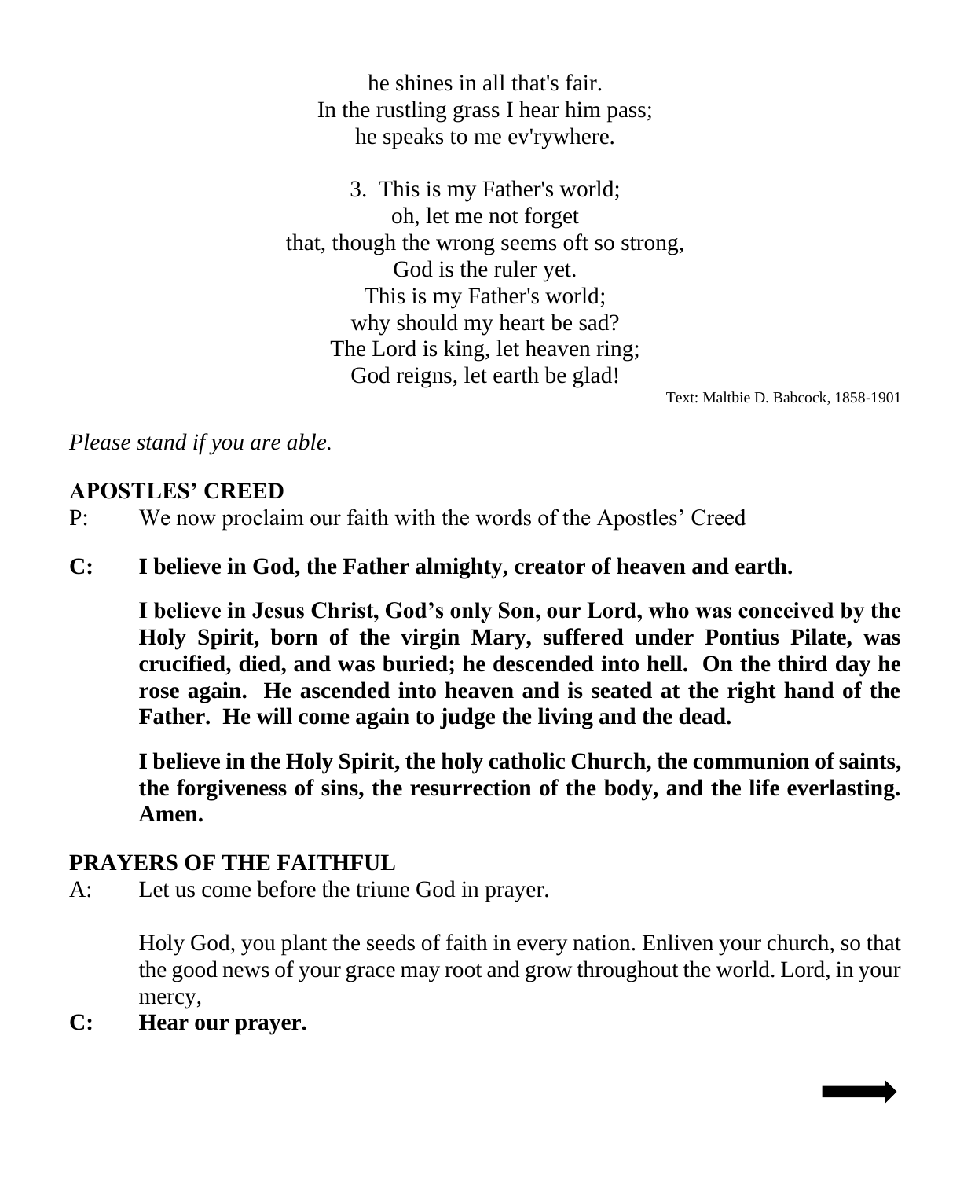he shines in all that's fair.
In the rustling grass I hear him pass;
he speaks to me ev'rywhere.

3. This is my Father's world;
oh, let me not forget
that, though the wrong seems oft so strong,
God is the ruler yet.
This is my Father's world;
why should my heart be sad?
The Lord is king, let heaven ring;
God reigns, let earth be glad!

Text: Maltbie D. Babcock, 1858-1901

*Please stand if you are able.*

**APOSTLES' CREED**

P: We now proclaim our faith with the words of the Apostles' Creed

**C: I believe in God, the Father almighty, creator of heaven and earth.**

**I believe in Jesus Christ, God's only Son, our Lord, who was conceived by the Holy Spirit, born of the virgin Mary, suffered under Pontius Pilate, was crucified, died, and was buried; he descended into hell. On the third day he rose again. He ascended into heaven and is seated at the right hand of the Father. He will come again to judge the living and the dead.**

**I believe in the Holy Spirit, the holy catholic Church, the communion of saints, the forgiveness of sins, the resurrection of the body, and the life everlasting. Amen.**

**PRAYERS OF THE FAITHFUL**

A: Let us come before the triune God in prayer.

Holy God, you plant the seeds of faith in every nation. Enliven your church, so that the good news of your grace may root and grow throughout the world. Lord, in your mercy,

**C: Hear our prayer.**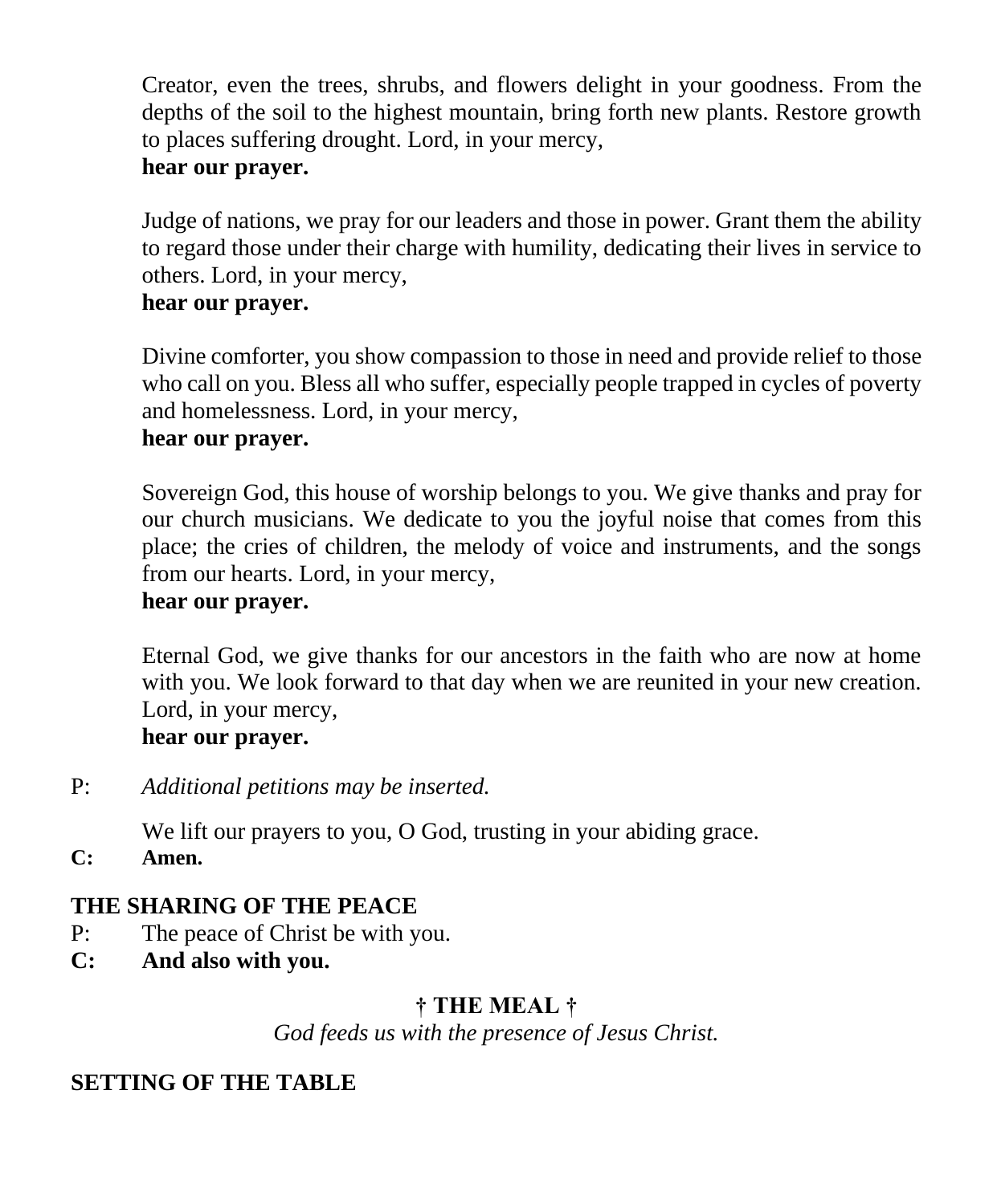Creator, even the trees, shrubs, and flowers delight in your goodness. From the depths of the soil to the highest mountain, bring forth new plants. Restore growth to places suffering drought. Lord, in your mercy,
**hear our prayer.**

Judge of nations, we pray for our leaders and those in power. Grant them the ability to regard those under their charge with humility, dedicating their lives in service to others. Lord, in your mercy,
**hear our prayer.**

Divine comforter, you show compassion to those in need and provide relief to those who call on you. Bless all who suffer, especially people trapped in cycles of poverty and homelessness. Lord, in your mercy,
**hear our prayer.**

Sovereign God, this house of worship belongs to you. We give thanks and pray for our church musicians. We dedicate to you the joyful noise that comes from this place; the cries of children, the melody of voice and instruments, and the songs from our hearts. Lord, in your mercy,
**hear our prayer.**

Eternal God, we give thanks for our ancestors in the faith who are now at home with you. We look forward to that day when we are reunited in your new creation. Lord, in your mercy,
**hear our prayer.**

P: *Additional petitions may be inserted.*

We lift our prayers to you, O God, trusting in your abiding grace.
**C: Amen.**

**THE SHARING OF THE PEACE**
P: The peace of Christ be with you.
**C: And also with you.**

**† THE MEAL †**
*God feeds us with the presence of Jesus Christ.*

**SETTING OF THE TABLE**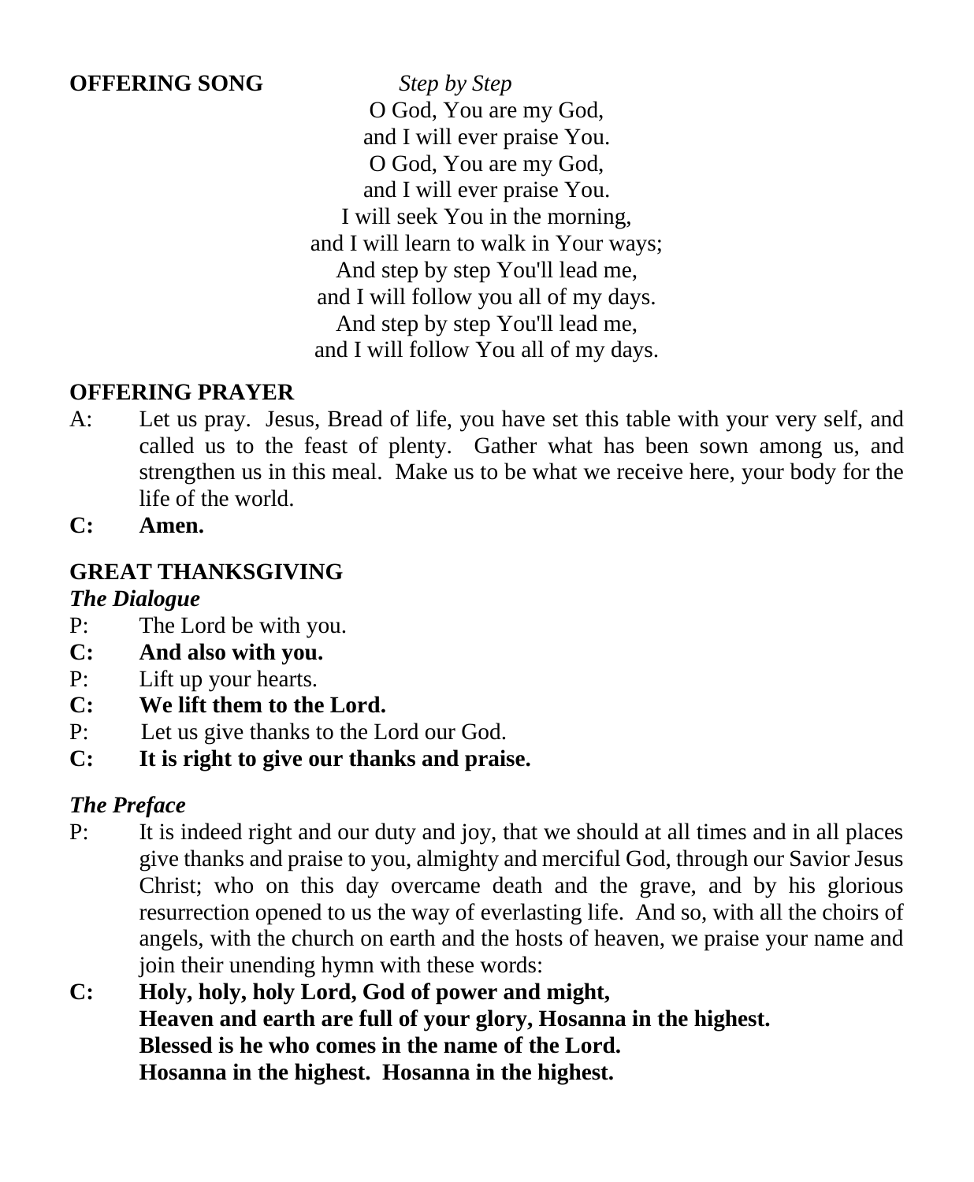**OFFERING SONG** *Step by Step*

O God, You are my God,
and I will ever praise You.
O God, You are my God,
and I will ever praise You.
I will seek You in the morning,
and I will learn to walk in Your ways;
And step by step You'll lead me,
and I will follow you all of my days.
And step by step You'll lead me,
and I will follow You all of my days.

**OFFERING PRAYER**

A: Let us pray. Jesus, Bread of life, you have set this table with your very self, and called us to the feast of plenty. Gather what has been sown among us, and strengthen us in this meal. Make us to be what we receive here, your body for the life of the world.

**C: Amen.**

**GREAT THANKSGIVING**

***The Dialogue***

P: The Lord be with you.

**C: And also with you.**

P: Lift up your hearts.

**C: We lift them to the Lord.**

P: Let us give thanks to the Lord our God.

**C: It is right to give our thanks and praise.**

***The Preface***

P: It is indeed right and our duty and joy, that we should at all times and in all places give thanks and praise to you, almighty and merciful God, through our Savior Jesus Christ; who on this day overcame death and the grave, and by his glorious resurrection opened to us the way of everlasting life. And so, with all the choirs of angels, with the church on earth and the hosts of heaven, we praise your name and join their unending hymn with these words:

**C: Holy, holy, holy Lord, God of power and might,**
**Heaven and earth are full of your glory, Hosanna in the highest.**
**Blessed is he who comes in the name of the Lord.**
**Hosanna in the highest. Hosanna in the highest.**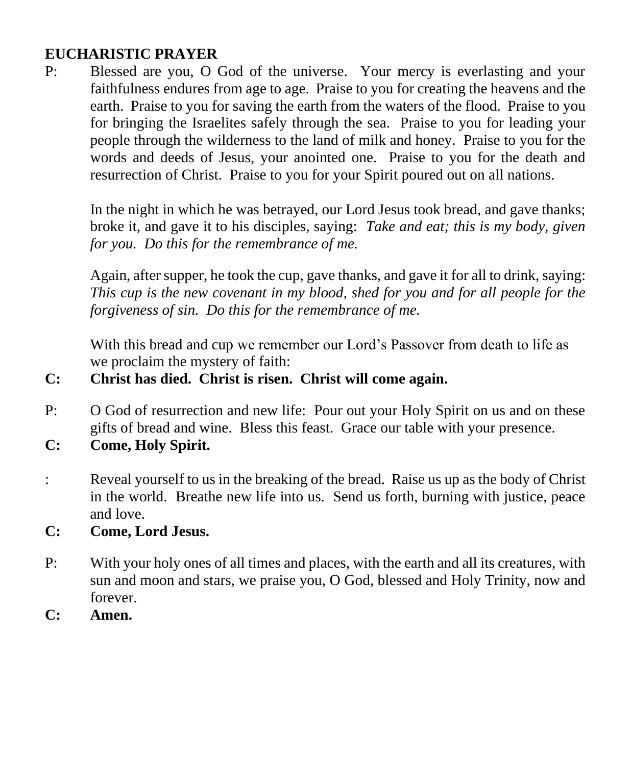**EUCHARISTIC PRAYER**

P: Blessed are you, O God of the universe. Your mercy is everlasting and your faithfulness endures from age to age. Praise to you for creating the heavens and the earth. Praise to you for saving the earth from the waters of the flood. Praise to you for bringing the Israelites safely through the sea. Praise to you for leading your people through the wilderness to the land of milk and honey. Praise to you for the words and deeds of Jesus, your anointed one. Praise to you for the death and resurrection of Christ. Praise to you for your Spirit poured out on all nations.

In the night in which he was betrayed, our Lord Jesus took bread, and gave thanks; broke it, and gave it to his disciples, saying: *Take and eat; this is my body, given for you. Do this for the remembrance of me.*

Again, after supper, he took the cup, gave thanks, and gave it for all to drink, saying: *This cup is the new covenant in my blood, shed for you and for all people for the forgiveness of sin. Do this for the remembrance of me.*

With this bread and cup we remember our Lord's Passover from death to life as we proclaim the mystery of faith:

**C: Christ has died. Christ is risen. Christ will come again.**

P: O God of resurrection and new life: Pour out your Holy Spirit on us and on these gifts of bread and wine. Bless this feast. Grace our table with your presence.

**C: Come, Holy Spirit.**

: Reveal yourself to us in the breaking of the bread. Raise us up as the body of Christ in the world. Breathe new life into us. Send us forth, burning with justice, peace and love.

**C: Come, Lord Jesus.**

P: With your holy ones of all times and places, with the earth and all its creatures, with sun and moon and stars, we praise you, O God, blessed and Holy Trinity, now and forever.

**C: Amen.**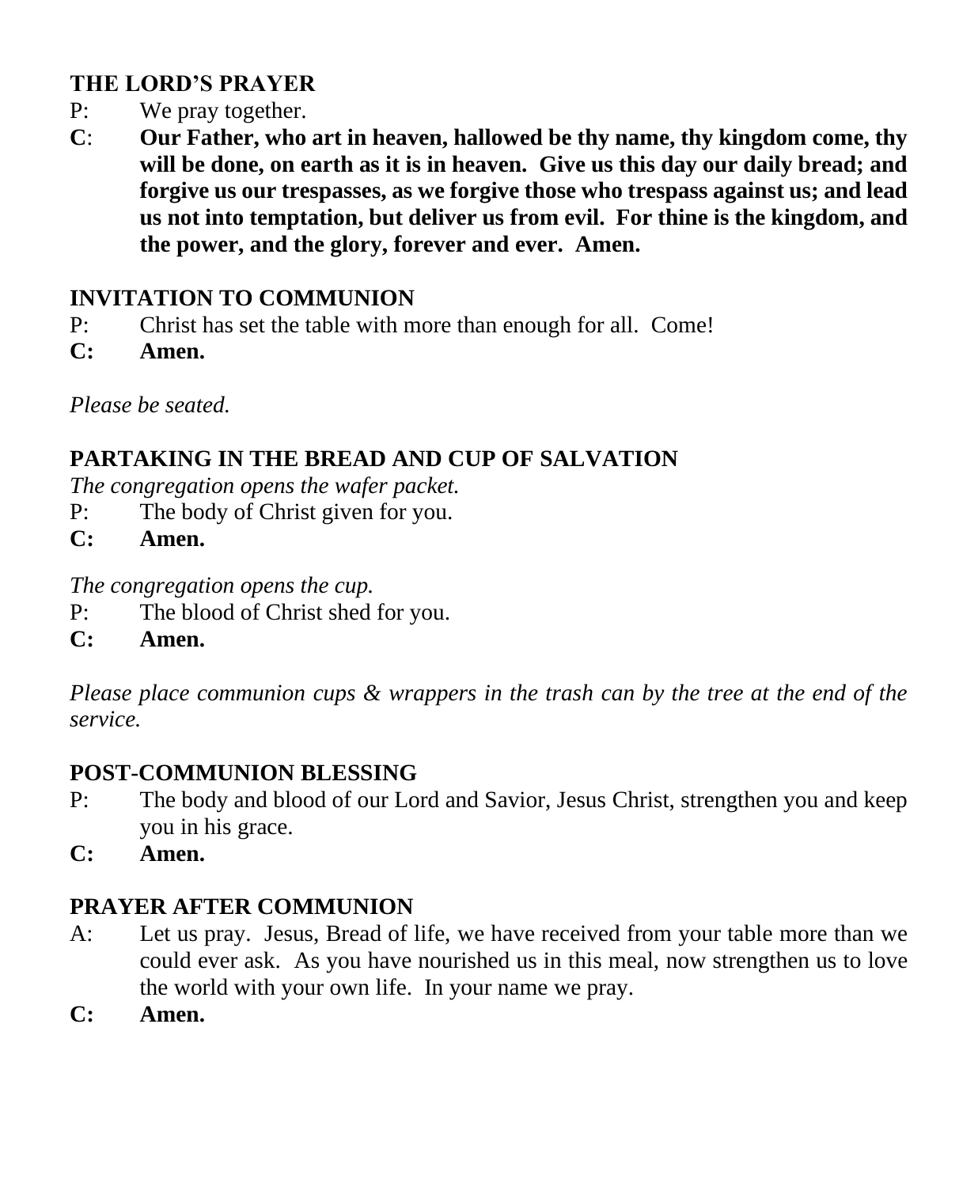**THE LORD'S PRAYER**

P: We pray together.

**C**: **Our Father, who art in heaven, hallowed be thy name, thy kingdom come, thy will be done, on earth as it is in heaven. Give us this day our daily bread; and forgive us our trespasses, as we forgive those who trespass against us; and lead us not into temptation, but deliver us from evil. For thine is the kingdom, and the power, and the glory, forever and ever. Amen.**

**INVITATION TO COMMUNION**

P: Christ has set the table with more than enough for all. Come!

**C: Amen.**

*Please be seated.*

**PARTAKING IN THE BREAD AND CUP OF SALVATION**

*The congregation opens the wafer packet.*

P: The body of Christ given for you.

**C: Amen.**

*The congregation opens the cup.*

P: The blood of Christ shed for you.

**C: Amen.**

*Please place communion cups & wrappers in the trash can by the tree at the end of the service.*

**POST-COMMUNION BLESSING**

P: The body and blood of our Lord and Savior, Jesus Christ, strengthen you and keep you in his grace.

**C: Amen.**

**PRAYER AFTER COMMUNION**

A: Let us pray. Jesus, Bread of life, we have received from your table more than we could ever ask. As you have nourished us in this meal, now strengthen us to love the world with your own life. In your name we pray.

**C: Amen.**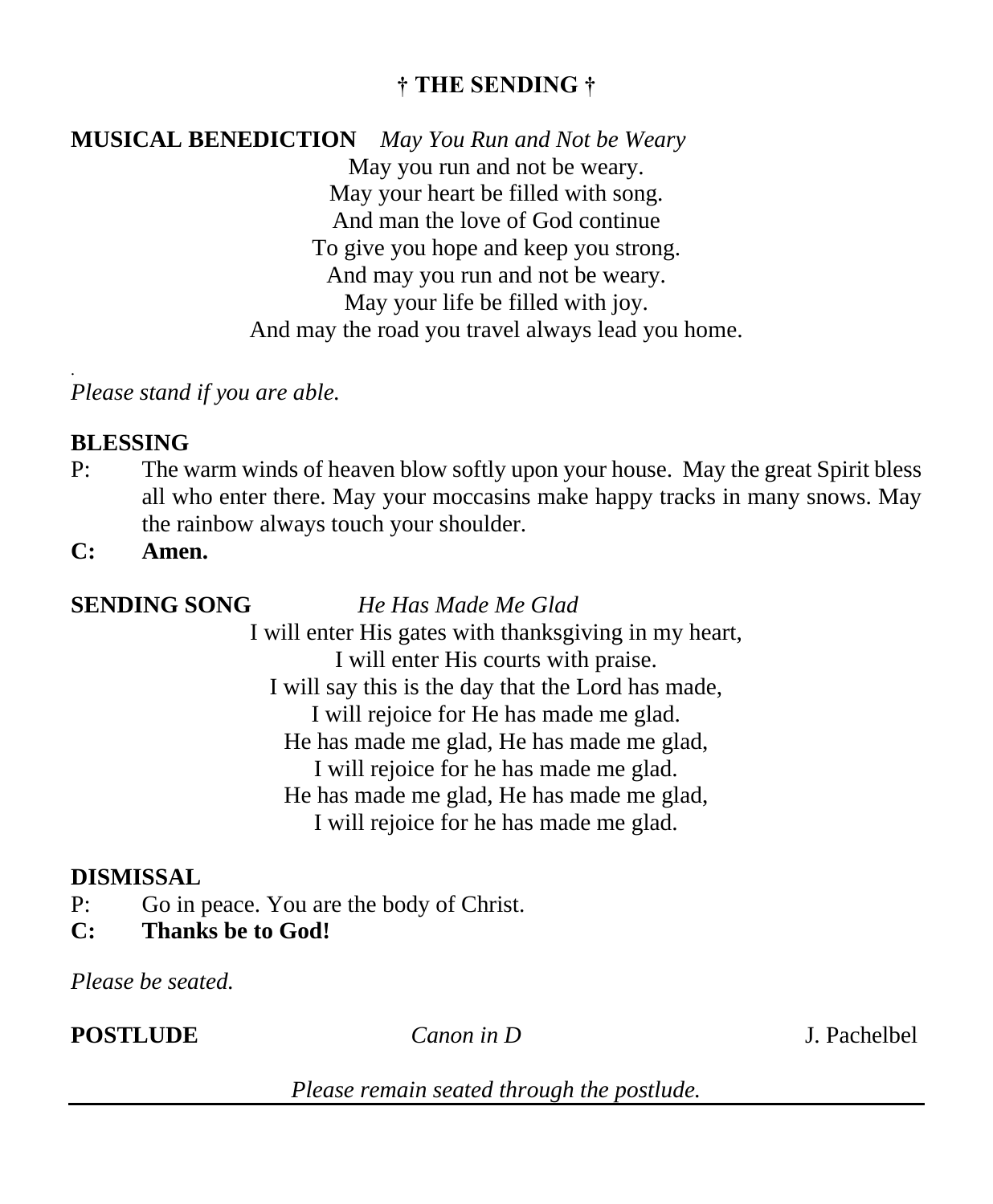## † THE SENDING †

**MUSICAL BENEDICTION** *May You Run and Not be Weary*

May you run and not be weary.
May your heart be filled with song.
And man the love of God continue
To give you hope and keep you strong.
And may you run and not be weary.
May your life be filled with joy.
And may the road you travel always lead you home.

*Please stand if you are able.*

**BLESSING**

P: The warm winds of heaven blow softly upon your house. May the great Spirit bless all who enter there. May your moccasins make happy tracks in many snows. May the rainbow always touch your shoulder.

**C: Amen.**

**SENDING SONG** *He Has Made Me Glad*

I will enter His gates with thanksgiving in my heart,
I will enter His courts with praise.
I will say this is the day that the Lord has made,
I will rejoice for He has made me glad.
He has made me glad, He has made me glad,
I will rejoice for he has made me glad.
He has made me glad, He has made me glad,
I will rejoice for he has made me glad.

**DISMISSAL**

P: Go in peace. You are the body of Christ.

**C: Thanks be to God!**

*Please be seated.*

**POSTLUDE** *Canon in D* J. Pachelbel

*Please remain seated through the postlude.*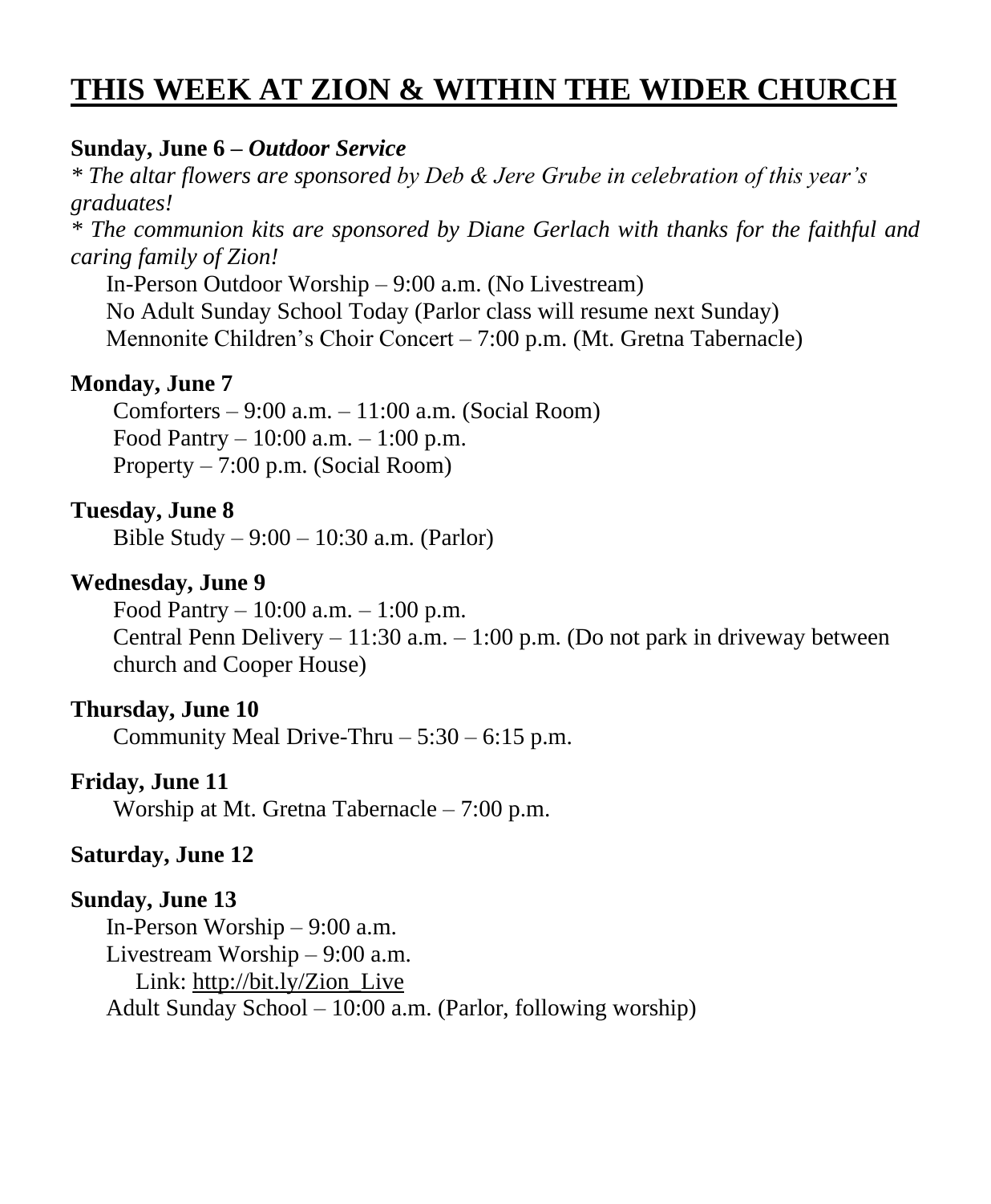# THIS WEEK AT ZION & WITHIN THE WIDER CHURCH

**Sunday, June 6 – *Outdoor Service***

*\* The altar flowers are sponsored by Deb & Jere Grube in celebration of this year's graduates!*

*\* The communion kits are sponsored by Diane Gerlach with thanks for the faithful and caring family of Zion!*

In-Person Outdoor Worship – 9:00 a.m. (No Livestream)
No Adult Sunday School Today (Parlor class will resume next Sunday)
Mennonite Children's Choir Concert – 7:00 p.m. (Mt. Gretna Tabernacle)

**Monday, June 7**

Comforters – 9:00 a.m. – 11:00 a.m. (Social Room)
Food Pantry – 10:00 a.m. – 1:00 p.m.
Property – 7:00 p.m. (Social Room)

**Tuesday, June 8**

Bible Study – 9:00 – 10:30 a.m. (Parlor)

**Wednesday, June 9**

Food Pantry – 10:00 a.m. – 1:00 p.m.
Central Penn Delivery – 11:30 a.m. – 1:00 p.m. (Do not park in driveway between church and Cooper House)

**Thursday, June 10**

Community Meal Drive-Thru – 5:30 – 6:15 p.m.

**Friday, June 11**

Worship at Mt. Gretna Tabernacle – 7:00 p.m.

**Saturday, June 12**

**Sunday, June 13**

In-Person Worship – 9:00 a.m.
Livestream Worship – 9:00 a.m.
Link: http://bit.ly/Zion_Live
Adult Sunday School – 10:00 a.m. (Parlor, following worship)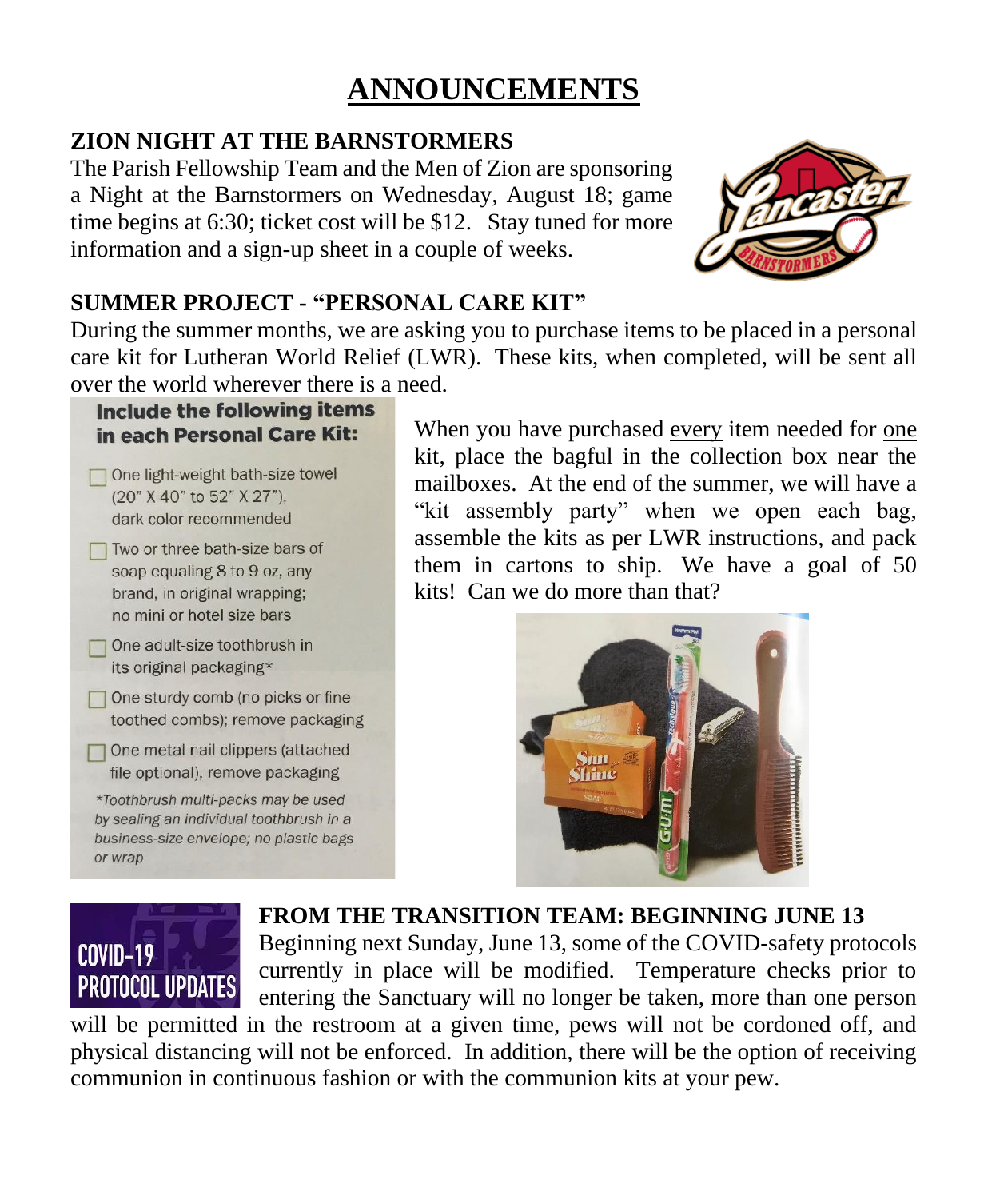# ANNOUNCEMENTS

## ZION NIGHT AT THE BARNSTORMERS

The Parish Fellowship Team and the Men of Zion are sponsoring a Night at the Barnstormers on Wednesday, August 18; game time begins at 6:30; ticket cost will be $12. Stay tuned for more information and a sign-up sheet in a couple of weeks.

## SUMMER PROJECT - "PERSONAL CARE KIT"

During the summer months, we are asking you to purchase items to be placed in a personal care kit for Lutheran World Relief (LWR). These kits, when completed, will be sent all over the world wherever there is a need.

**Include the following items in each Personal Care Kit:**

- ☐ One light-weight bath-size towel (20" X 40" to 52" X 27"), dark color recommended
- ☐ Two or three bath-size bars of soap equaling 8 to 9 oz, any brand, in original wrapping; no mini or hotel size bars
- ☐ One adult-size toothbrush in its original packaging*
- ☐ One sturdy comb (no picks or fine toothed combs); remove packaging
- ☐ One metal nail clippers (attached file optional), remove packaging

*\*Toothbrush multi-packs may be used by sealing an individual toothbrush in a business-size envelope; no plastic bags or wrap*

When you have purchased every item needed for one kit, place the bagful in the collection box near the mailboxes. At the end of the summer, we will have a "kit assembly party" when we open each bag, assemble the kits as per LWR instructions, and pack them in cartons to ship. We have a goal of 50 kits! Can we do more than that?

## FROM THE TRANSITION TEAM: BEGINNING JUNE 13

COVID-19 PROTOCOL UPDATES

Beginning next Sunday, June 13, some of the COVID-safety protocols currently in place will be modified. Temperature checks prior to entering the Sanctuary will no longer be taken, more than one person will be permitted in the restroom at a given time, pews will not be cordoned off, and physical distancing will not be enforced. In addition, there will be the option of receiving communion in continuous fashion or with the communion kits at your pew.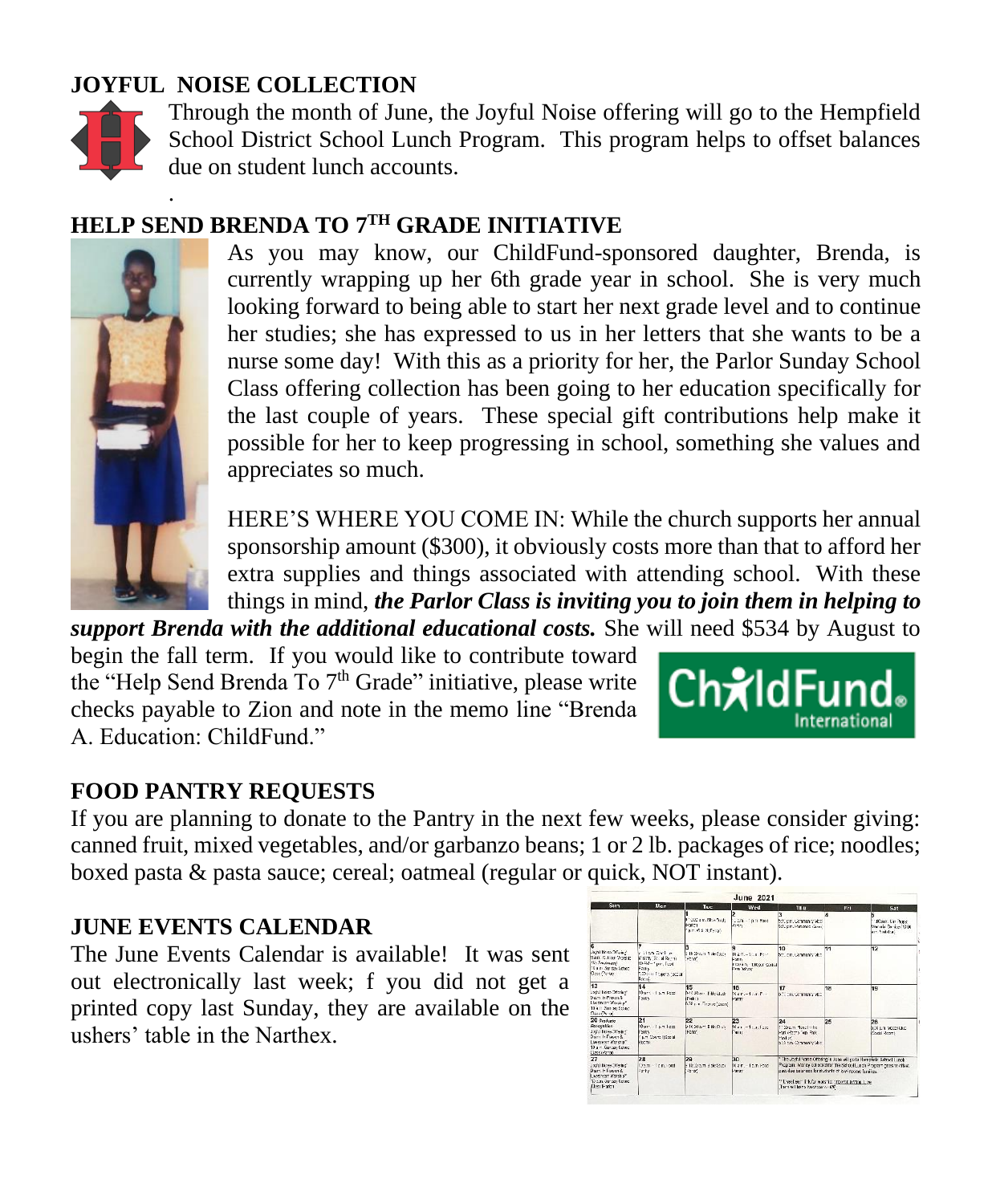## JOYFUL NOISE COLLECTION

Through the month of June, the Joyful Noise offering will go to the Hempfield School District School Lunch Program. This program helps to offset balances due on student lunch accounts.

## HELP SEND BRENDA TO 7TH GRADE INITIATIVE

As you may know, our ChildFund-sponsored daughter, Brenda, is currently wrapping up her 6th grade year in school. She is very much looking forward to being able to start her next grade level and to continue her studies; she has expressed to us in her letters that she wants to be a nurse some day! With this as a priority for her, the Parlor Sunday School Class offering collection has been going to her education specifically for the last couple of years. These special gift contributions help make it possible for her to keep progressing in school, something she values and appreciates so much.

HERE'S WHERE YOU COME IN: While the church supports her annual sponsorship amount ($300), it obviously costs more than that to afford her extra supplies and things associated with attending school. With these things in mind, ***the Parlor Class is inviting you to join them in helping to support Brenda with the additional educational costs.*** She will need $534 by August to begin the fall term. If you would like to contribute toward the "Help Send Brenda To 7th Grade" initiative, please write checks payable to Zion and note in the memo line "Brenda A. Education: ChildFund."

## FOOD PANTRY REQUESTS

If you are planning to donate to the Pantry in the next few weeks, please consider giving: canned fruit, mixed vegetables, and/or garbanzo beans; 1 or 2 lb. packages of rice; noodles; boxed pasta & pasta sauce; cereal; oatmeal (regular or quick, NOT instant).

## JUNE EVENTS CALENDAR

The June Events Calendar is available! It was sent out electronically last week; f you did not get a printed copy last Sunday, they are available on the ushers' table in the Narthex.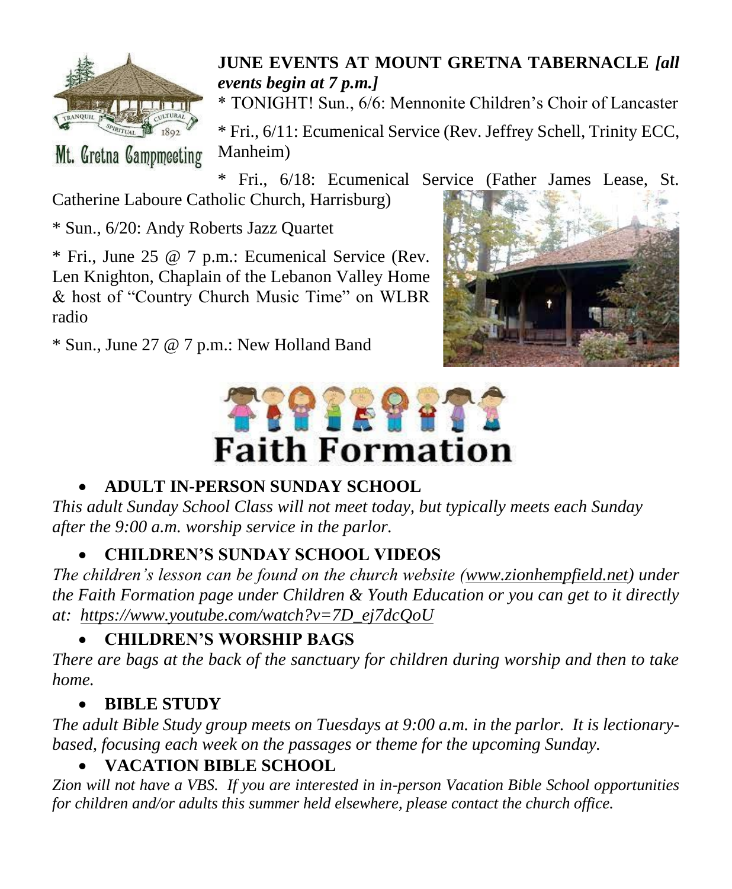**JUNE EVENTS AT MOUNT GRETNA TABERNACLE *[all events begin at 7 p.m.]***

\* TONIGHT! Sun., 6/6: Mennonite Children's Choir of Lancaster

\* Fri., 6/11: Ecumenical Service (Rev. Jeffrey Schell, Trinity ECC, Manheim)

\* Fri., 6/18: Ecumenical Service (Father James Lease, St. Catherine Laboure Catholic Church, Harrisburg)

\* Sun., 6/20: Andy Roberts Jazz Quartet

\* Fri., June 25 @ 7 p.m.: Ecumenical Service (Rev. Len Knighton, Chaplain of the Lebanon Valley Home & host of "Country Church Music Time" on WLBR radio

\* Sun., June 27 @ 7 p.m.: New Holland Band

# Faith Formation

- **ADULT IN-PERSON SUNDAY SCHOOL**

*This adult Sunday School Class will not meet today, but typically meets each Sunday after the 9:00 a.m. worship service in the parlor.*

- **CHILDREN'S SUNDAY SCHOOL VIDEOS**

*The children's lesson can be found on the church website (www.zionhempfield.net) under the Faith Formation page under Children & Youth Education or you can get to it directly at: https://www.youtube.com/watch?v=7D_ej7dcQoU*

- **CHILDREN'S WORSHIP BAGS**

*There are bags at the back of the sanctuary for children during worship and then to take home.*

- **BIBLE STUDY**

*The adult Bible Study group meets on Tuesdays at 9:00 a.m. in the parlor. It is lectionary-based, focusing each week on the passages or theme for the upcoming Sunday.*

- **VACATION BIBLE SCHOOL**

*Zion will not have a VBS. If you are interested in in-person Vacation Bible School opportunities for children and/or adults this summer held elsewhere, please contact the church office.*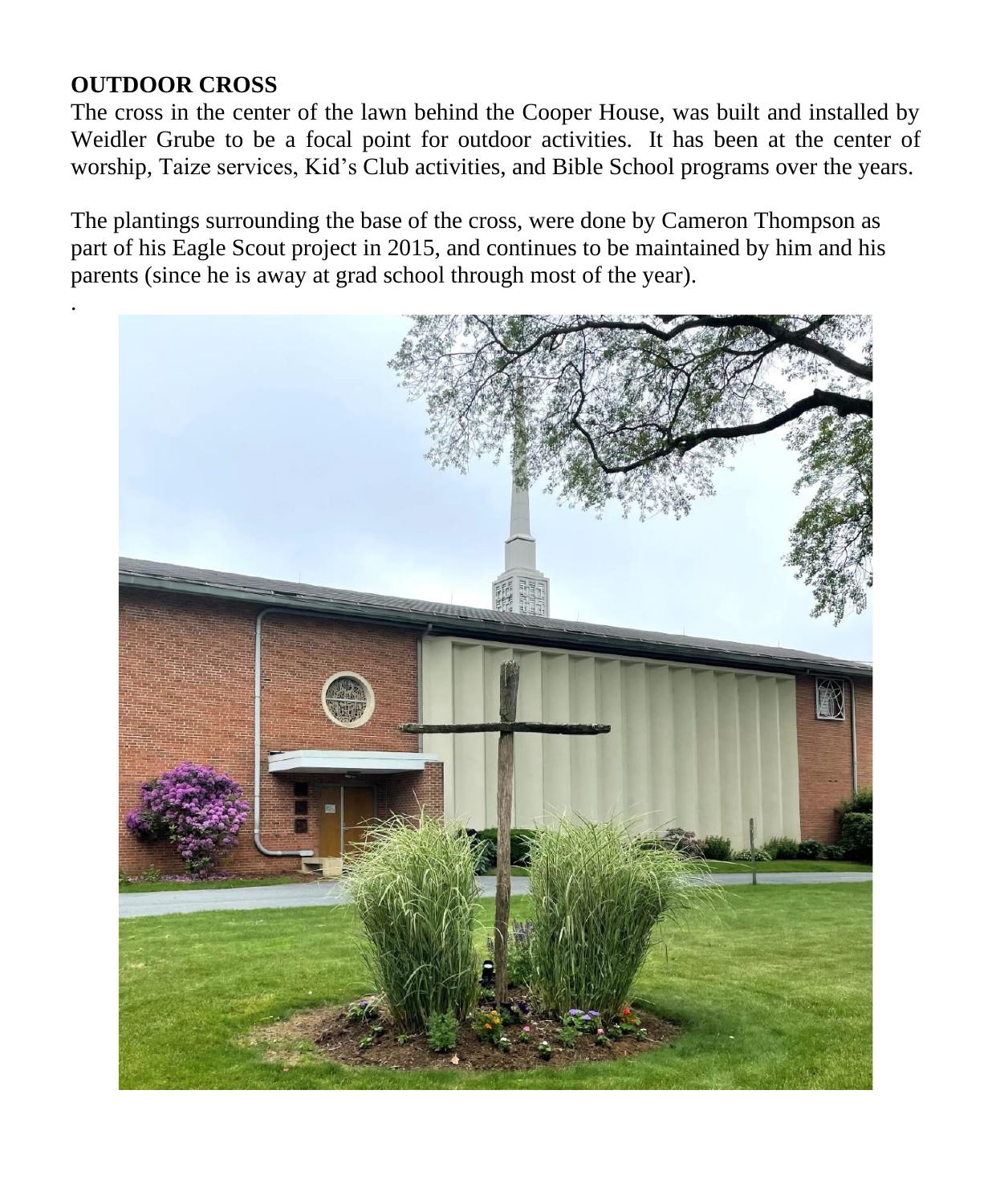**OUTDOOR CROSS**

The cross in the center of the lawn behind the Cooper House, was built and installed by Weidler Grube to be a focal point for outdoor activities. It has been at the center of worship, Taize services, Kid's Club activities, and Bible School programs over the years.

The plantings surrounding the base of the cross, were done by Cameron Thompson as part of his Eagle Scout project in 2015, and continues to be maintained by him and his parents (since he is away at grad school through most of the year).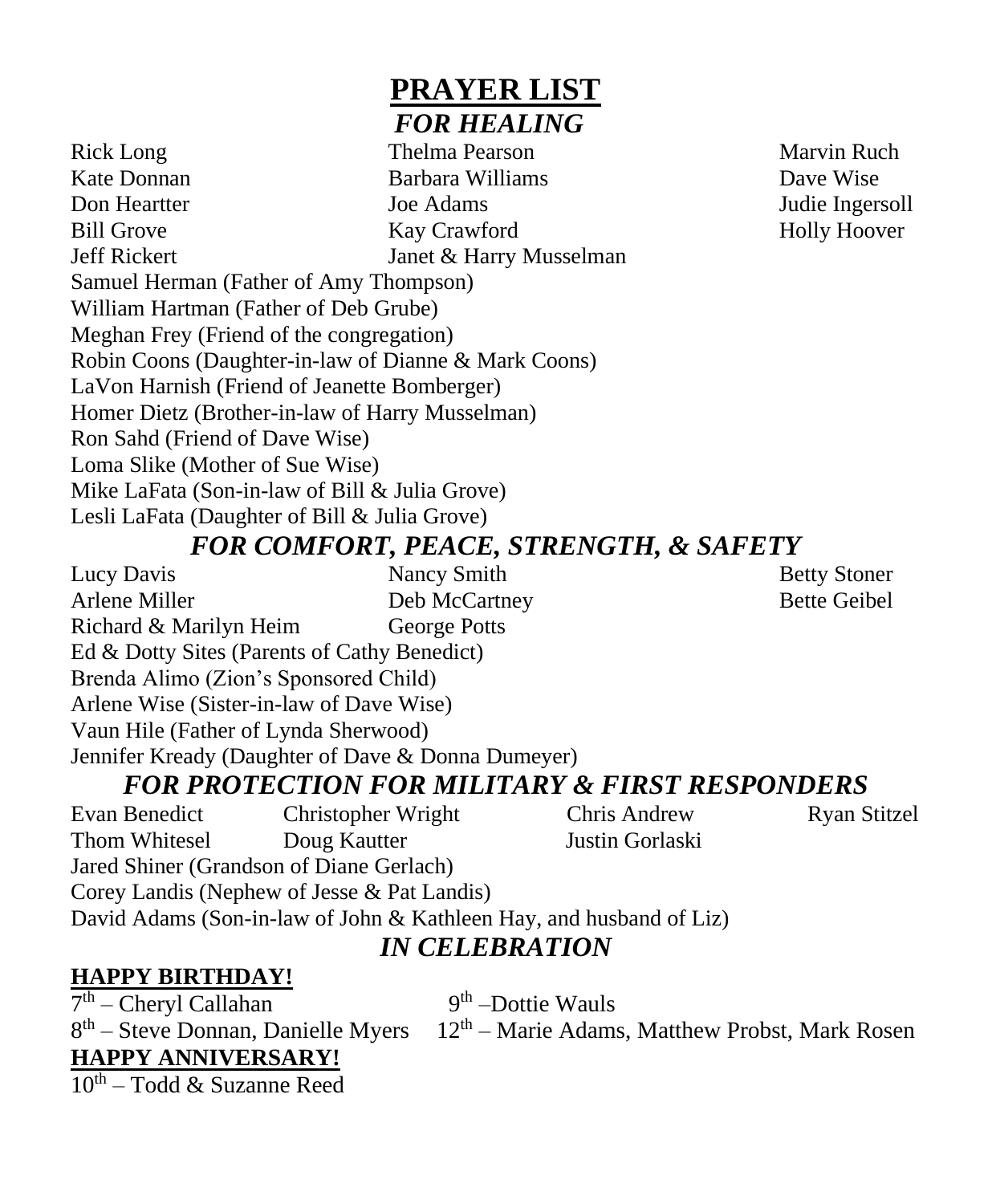# PRAYER LIST

## *FOR HEALING*

Rick Long
Thelma Pearson
Marvin Ruch
Kate Donnan
Barbara Williams
Dave Wise
Don Heartter
Joe Adams
Judie Ingersoll
Bill Grove
Kay Crawford
Holly Hoover
Jeff Rickert
Janet & Harry Musselman
Samuel Herman (Father of Amy Thompson)
William Hartman (Father of Deb Grube)
Meghan Frey (Friend of the congregation)
Robin Coons (Daughter-in-law of Dianne & Mark Coons)
LaVon Harnish (Friend of Jeanette Bomberger)
Homer Dietz (Brother-in-law of Harry Musselman)
Ron Sahd (Friend of Dave Wise)
Loma Slike (Mother of Sue Wise)
Mike LaFata (Son-in-law of Bill & Julia Grove)
Lesli LaFata (Daughter of Bill & Julia Grove)

## *FOR COMFORT, PEACE, STRENGTH, & SAFETY*

Lucy Davis
Nancy Smith
Betty Stoner
Arlene Miller
Deb McCartney
Bette Geibel
Richard & Marilyn Heim
George Potts
Ed & Dotty Sites (Parents of Cathy Benedict)
Brenda Alimo (Zion's Sponsored Child)
Arlene Wise (Sister-in-law of Dave Wise)
Vaun Hile (Father of Lynda Sherwood)
Jennifer Kready (Daughter of Dave & Donna Dumeyer)

## *FOR PROTECTION FOR MILITARY & FIRST RESPONDERS*

Evan Benedict
Christopher Wright
Chris Andrew
Ryan Stitzel
Thom Whitesel
Doug Kautter
Justin Gorlaski
Jared Shiner (Grandson of Diane Gerlach)
Corey Landis (Nephew of Jesse & Pat Landis)
David Adams (Son-in-law of John & Kathleen Hay, and husband of Liz)

## *IN CELEBRATION*

**HAPPY BIRTHDAY!**

7th – Cheryl Callahan
8th – Steve Donnan, Danielle Myers
9th – Dottie Wauls
12th – Marie Adams, Matthew Probst, Mark Rosen

**HAPPY ANNIVERSARY!**

10th – Todd & Suzanne Reed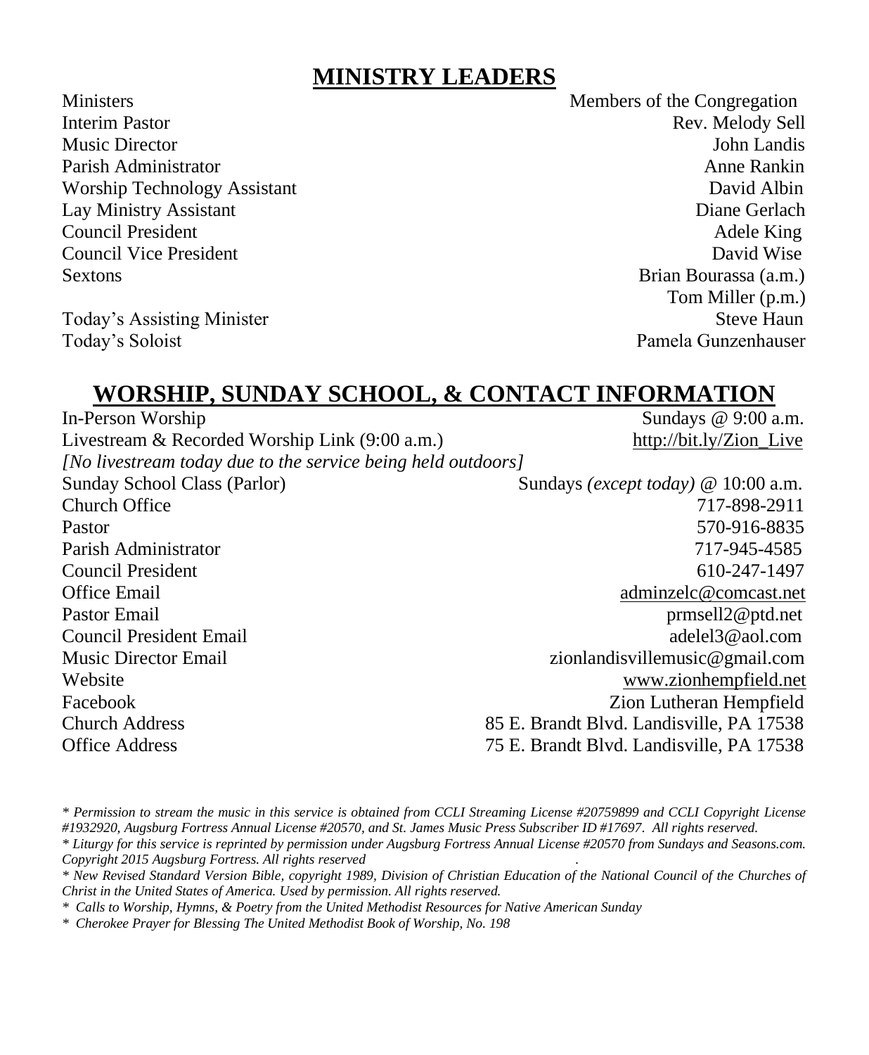## MINISTRY LEADERS

| | |
|---|---|
| Ministers | Members of the Congregation |
| Interim Pastor | Rev. Melody Sell |
| Music Director | John Landis |
| Parish Administrator | Anne Rankin |
| Worship Technology Assistant | David Albin |
| Lay Ministry Assistant | Diane Gerlach |
| Council President | Adele King |
| Council Vice President | David Wise |
| Sextons | Brian Bourassa (a.m.) |
| | Tom Miller (p.m.) |
| Today's Assisting Minister | Steve Haun |
| Today's Soloist | Pamela Gunzenhauser |

## WORSHIP, SUNDAY SCHOOL, & CONTACT INFORMATION

| | |
|---|---|
| In-Person Worship | Sundays @ 9:00 a.m. |
| Livestream & Recorded Worship Link (9:00 a.m.) | http://bit.ly/Zion_Live |
| *[No livestream today due to the service being held outdoors]* | |
| Sunday School Class (Parlor) | Sundays *(except today)* @ 10:00 a.m. |
| Church Office | 717-898-2911 |
| Pastor | 570-916-8835 |
| Parish Administrator | 717-945-4585 |
| Council President | 610-247-1497 |
| Office Email | adminzelc@comcast.net |
| Pastor Email | prmsell2@ptd.net |
| Council President Email | adelel3@aol.com |
| Music Director Email | zionlandisvillemusic@gmail.com |
| Website | www.zionhempfield.net |
| Facebook | Zion Lutheran Hempfield |
| Church Address | 85 E. Brandt Blvd. Landisville, PA 17538 |
| Office Address | 75 E. Brandt Blvd. Landisville, PA 17538 |

*\* Permission to stream the music in this service is obtained from CCLI Streaming License #20759899 and CCLI Copyright License #1932920, Augsburg Fortress Annual License #20570, and St. James Music Press Subscriber ID #17697. All rights reserved.*

*\* Liturgy for this service is reprinted by permission under Augsburg Fortress Annual License #20570 from Sundays and Seasons.com. Copyright 2015 Augsburg Fortress. All rights reserved*

*\* New Revised Standard Version Bible, copyright 1989, Division of Christian Education of the National Council of the Churches of Christ in the United States of America. Used by permission. All rights reserved.*

*\* Calls to Worship, Hymns, & Poetry from the United Methodist Resources for Native American Sunday*

*\* Cherokee Prayer for Blessing The United Methodist Book of Worship, No. 198*